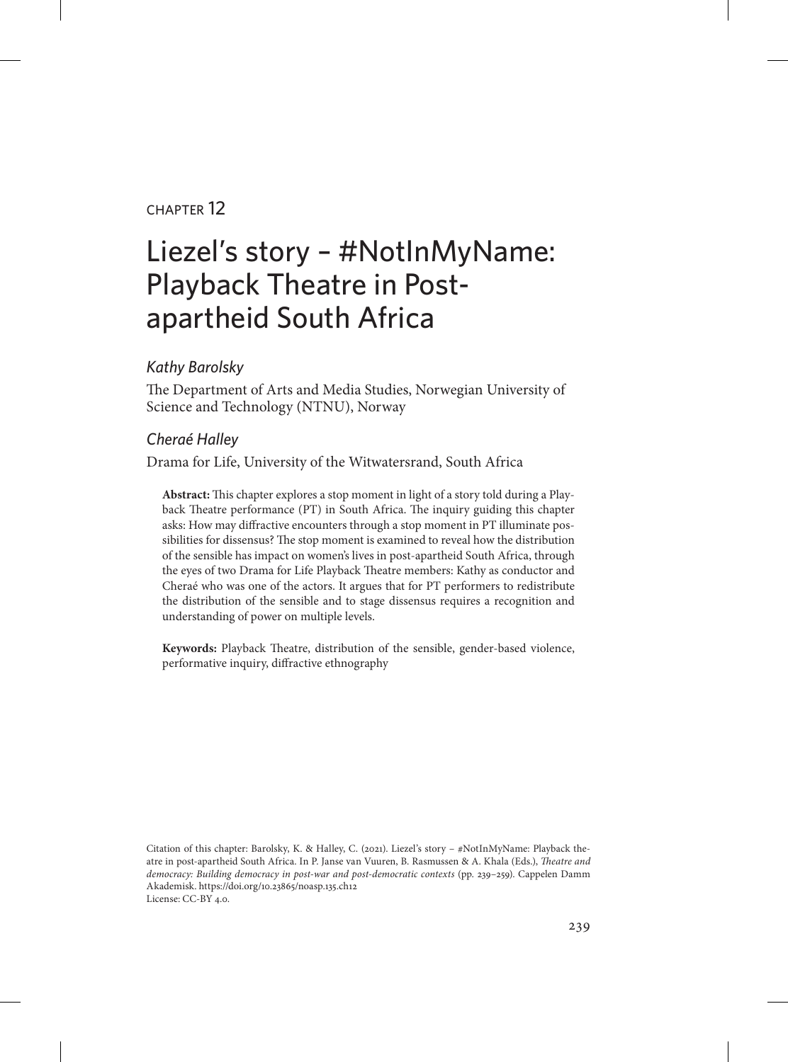CHAPTER 12

# Liezel's story – #NotInMyName: Playback Theatre in Post-apartheid South Africa

*Kathy Barolsky*

The Department of Arts and Media Studies, Norwegian University of Science and Technology (NTNU), Norway

*Cheraé Halley*

Drama for Life, University of the Witwatersrand, South Africa

**Abstract:** This chapter explores a stop moment in light of a story told during a Playback Theatre performance (PT) in South Africa. The inquiry guiding this chapter asks: How may diffractive encounters through a stop moment in PT illuminate possibilities for dissensus? The stop moment is examined to reveal how the distribution of the sensible has impact on women's lives in post-apartheid South Africa, through the eyes of two Drama for Life Playback Theatre members: Kathy as conductor and Cheraé who was one of the actors. It argues that for PT performers to redistribute the distribution of the sensible and to stage dissensus requires a recognition and understanding of power on multiple levels.

**Keywords:** Playback Theatre, distribution of the sensible, gender-based violence, performative inquiry, diffractive ethnography

Citation of this chapter: Barolsky, K. & Halley, C. (2021). Liezel's story – #NotInMyName: Playback theatre in post-apartheid South Africa. In P. Janse van Vuuren, B. Rasmussen & A. Khala (Eds.), *Theatre and democracy: Building democracy in post-war and post-democratic contexts* (pp. 239–259). Cappelen Damm Akademisk. https://doi.org/10.23865/noasp.135.ch12
License: CC-BY 4.0.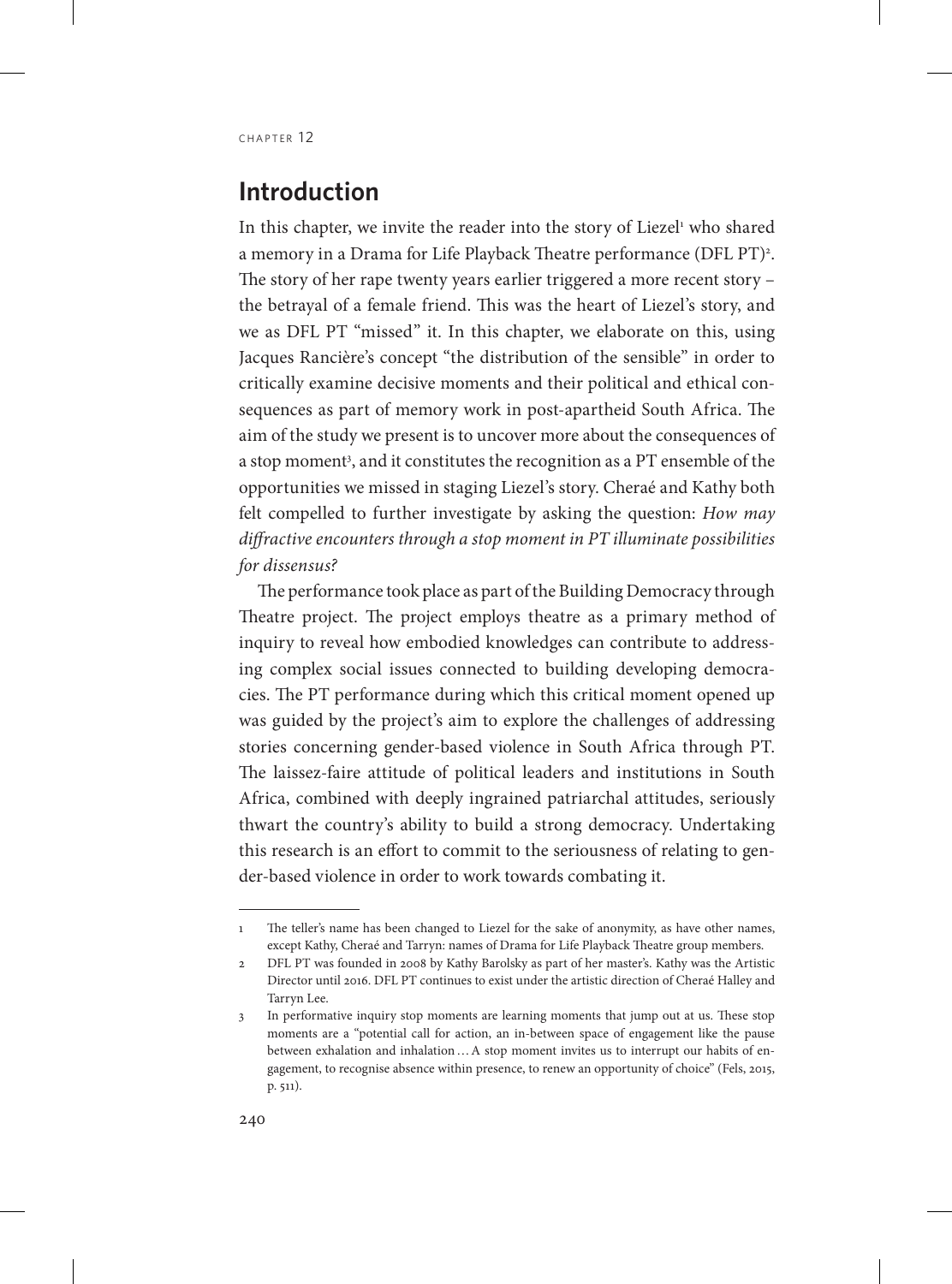## Introduction

In this chapter, we invite the reader into the story of Liezel[1] who shared a memory in a Drama for Life Playback Theatre performance (DFL PT)[2]. The story of her rape twenty years earlier triggered a more recent story – the betrayal of a female friend. This was the heart of Liezel's story, and we as DFL PT "missed" it. In this chapter, we elaborate on this, using Jacques Rancière's concept "the distribution of the sensible" in order to critically examine decisive moments and their political and ethical consequences as part of memory work in post-apartheid South Africa. The aim of the study we present is to uncover more about the consequences of a stop moment[3], and it constitutes the recognition as a PT ensemble of the opportunities we missed in staging Liezel's story. Cheraé and Kathy both felt compelled to further investigate by asking the question: *How may diffractive encounters through a stop moment in PT illuminate possibilities for dissensus?*

The performance took place as part of the Building Democracy through Theatre project. The project employs theatre as a primary method of inquiry to reveal how embodied knowledges can contribute to addressing complex social issues connected to building developing democracies. The PT performance during which this critical moment opened up was guided by the project's aim to explore the challenges of addressing stories concerning gender-based violence in South Africa through PT. The laissez-faire attitude of political leaders and institutions in South Africa, combined with deeply ingrained patriarchal attitudes, seriously thwart the country's ability to build a strong democracy. Undertaking this research is an effort to commit to the seriousness of relating to gender-based violence in order to work towards combating it.

---

1 The teller's name has been changed to Liezel for the sake of anonymity, as have other names, except Kathy, Cheraé and Tarryn: names of Drama for Life Playback Theatre group members.

2 DFL PT was founded in 2008 by Kathy Barolsky as part of her master's. Kathy was the Artistic Director until 2016. DFL PT continues to exist under the artistic direction of Cheraé Halley and Tarryn Lee.

3 In performative inquiry stop moments are learning moments that jump out at us. These stop moments are a "potential call for action, an in-between space of engagement like the pause between exhalation and inhalation … A stop moment invites us to interrupt our habits of engagement, to recognise absence within presence, to renew an opportunity of choice" (Fels, 2015, p. 511).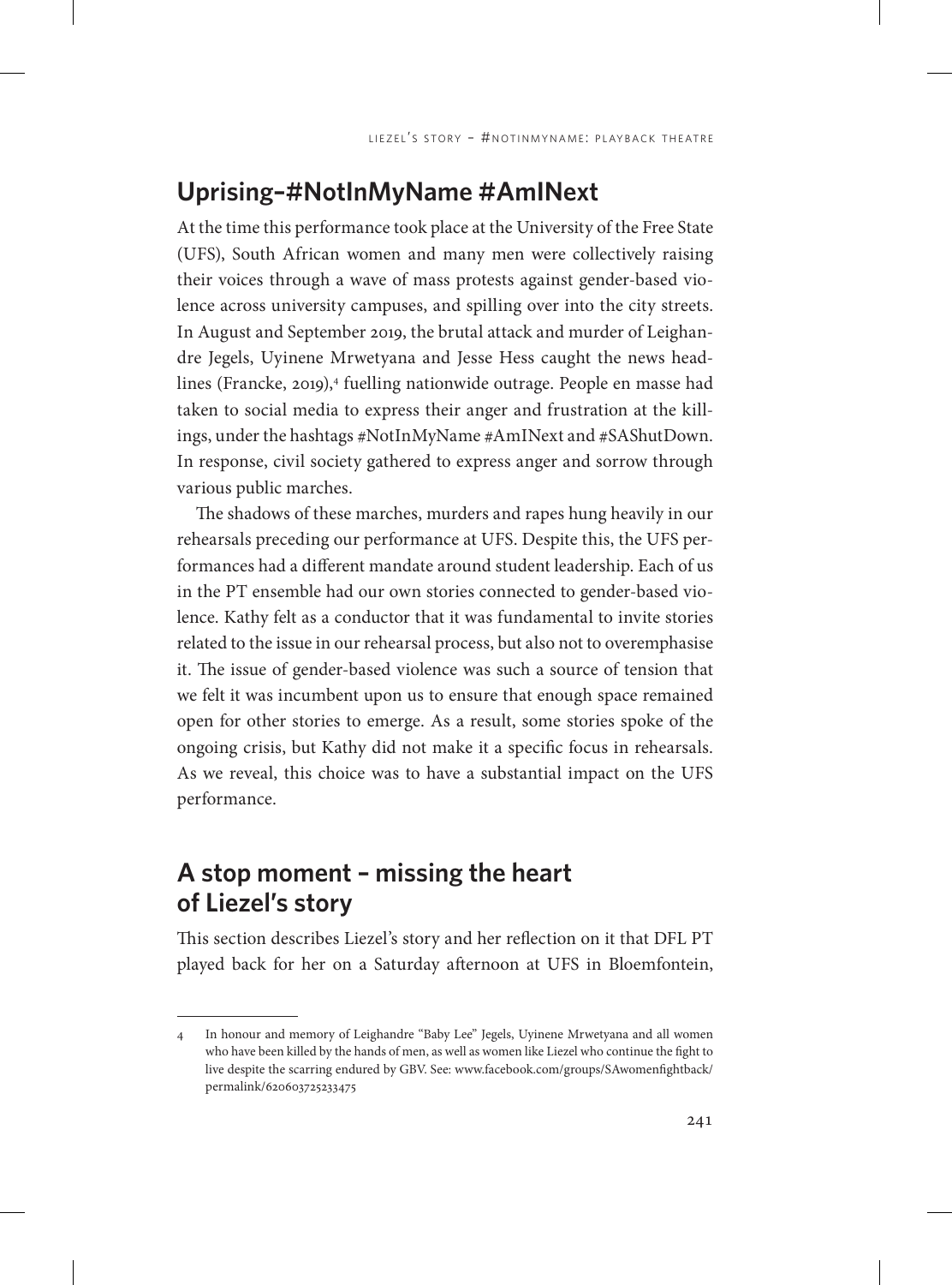## Uprising–#NotInMyName #AmINext

At the time this performance took place at the University of the Free State (UFS), South African women and many men were collectively raising their voices through a wave of mass protests against gender-based violence across university campuses, and spilling over into the city streets. In August and September 2019, the brutal attack and murder of Leighandre Jegels, Uyinene Mrwetyana and Jesse Hess caught the news headlines (Francke, 2019),[4] fuelling nationwide outrage. People en masse had taken to social media to express their anger and frustration at the killings, under the hashtags #NotInMyName #AmINext and #SAShutDown. In response, civil society gathered to express anger and sorrow through various public marches.

The shadows of these marches, murders and rapes hung heavily in our rehearsals preceding our performance at UFS. Despite this, the UFS performances had a different mandate around student leadership. Each of us in the PT ensemble had our own stories connected to gender-based violence. Kathy felt as a conductor that it was fundamental to invite stories related to the issue in our rehearsal process, but also not to overemphasise it. The issue of gender-based violence was such a source of tension that we felt it was incumbent upon us to ensure that enough space remained open for other stories to emerge. As a result, some stories spoke of the ongoing crisis, but Kathy did not make it a specific focus in rehearsals. As we reveal, this choice was to have a substantial impact on the UFS performance.

## A stop moment – missing the heart of Liezel's story

This section describes Liezel's story and her reflection on it that DFL PT played back for her on a Saturday afternoon at UFS in Bloemfontein,

---

4 In honour and memory of Leighandre "Baby Lee" Jegels, Uyinene Mrwetyana and all women who have been killed by the hands of men, as well as women like Liezel who continue the fight to live despite the scarring endured by GBV. See: www.facebook.com/groups/SAwomenfightback/permalink/620603725233475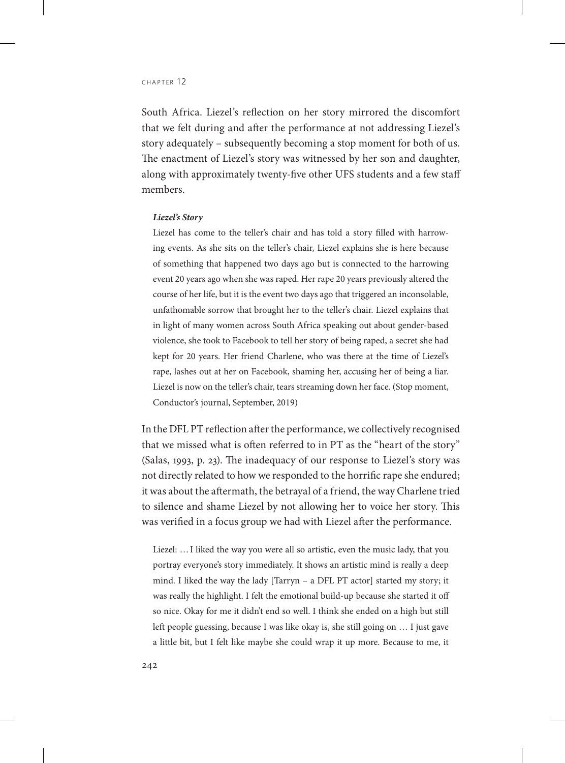South Africa. Liezel's reflection on her story mirrored the discomfort that we felt during and after the performance at not addressing Liezel's story adequately – subsequently becoming a stop moment for both of us. The enactment of Liezel's story was witnessed by her son and daughter, along with approximately twenty-five other UFS students and a few staff members.

> ***Liezel's Story***
>
> Liezel has come to the teller's chair and has told a story filled with harrowing events. As she sits on the teller's chair, Liezel explains she is here because of something that happened two days ago but is connected to the harrowing event 20 years ago when she was raped. Her rape 20 years previously altered the course of her life, but it is the event two days ago that triggered an inconsolable, unfathomable sorrow that brought her to the teller's chair. Liezel explains that in light of many women across South Africa speaking out about gender-based violence, she took to Facebook to tell her story of being raped, a secret she had kept for 20 years. Her friend Charlene, who was there at the time of Liezel's rape, lashes out at her on Facebook, shaming her, accusing her of being a liar. Liezel is now on the teller's chair, tears streaming down her face. (Stop moment, Conductor's journal, September, 2019)

In the DFL PT reflection after the performance, we collectively recognised that we missed what is often referred to in PT as the "heart of the story" (Salas, 1993, p. 23). The inadequacy of our response to Liezel's story was not directly related to how we responded to the horrific rape she endured; it was about the aftermath, the betrayal of a friend, the way Charlene tried to silence and shame Liezel by not allowing her to voice her story. This was verified in a focus group we had with Liezel after the performance.

> Liezel: … I liked the way you were all so artistic, even the music lady, that you portray everyone's story immediately. It shows an artistic mind is really a deep mind. I liked the way the lady [Tarryn – a DFL PT actor] started my story; it was really the highlight. I felt the emotional build-up because she started it off so nice. Okay for me it didn't end so well. I think she ended on a high but still left people guessing, because I was like okay is, she still going on … I just gave a little bit, but I felt like maybe she could wrap it up more. Because to me, it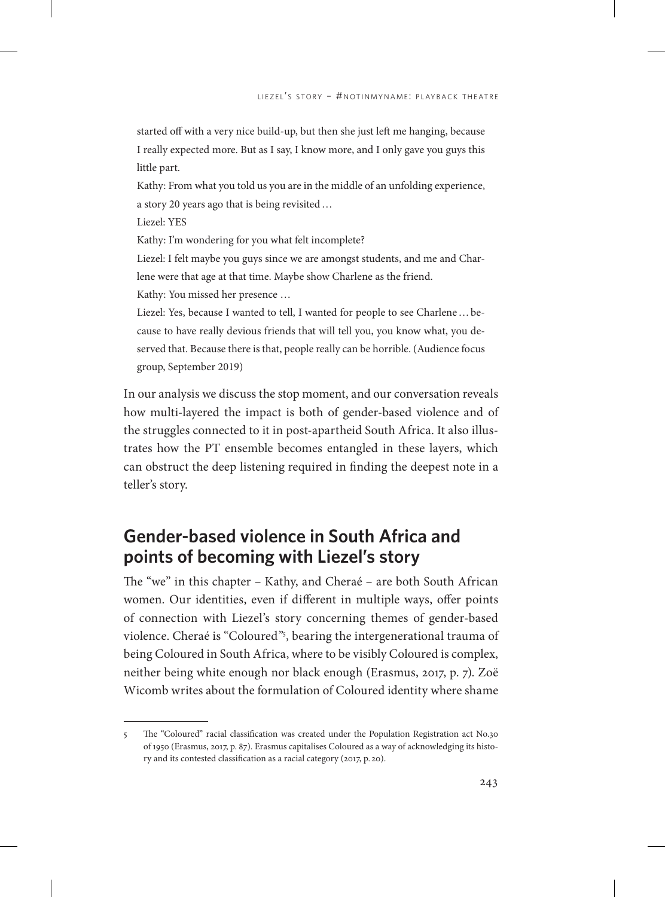started off with a very nice build-up, but then she just left me hanging, because I really expected more. But as I say, I know more, and I only gave you guys this little part.

Kathy: From what you told us you are in the middle of an unfolding experience, a story 20 years ago that is being revisited …

Liezel: YES

Kathy: I'm wondering for you what felt incomplete?

Liezel: I felt maybe you guys since we are amongst students, and me and Charlene were that age at that time. Maybe show Charlene as the friend.

Kathy: You missed her presence …

Liezel: Yes, because I wanted to tell, I wanted for people to see Charlene … because to have really devious friends that will tell you, you know what, you deserved that. Because there is that, people really can be horrible. (Audience focus group, September 2019)

In our analysis we discuss the stop moment, and our conversation reveals how multi-layered the impact is both of gender-based violence and of the struggles connected to it in post-apartheid South Africa. It also illustrates how the PT ensemble becomes entangled in these layers, which can obstruct the deep listening required in finding the deepest note in a teller's story.

## Gender-based violence in South Africa and points of becoming with Liezel's story

The "we" in this chapter – Kathy, and Cheraé – are both South African women. Our identities, even if different in multiple ways, offer points of connection with Liezel's story concerning themes of gender-based violence. Cheraé is "Coloured"[5], bearing the intergenerational trauma of being Coloured in South Africa, where to be visibly Coloured is complex, neither being white enough nor black enough (Erasmus, 2017, p. 7). Zoë Wicomb writes about the formulation of Coloured identity where shame

---

5 The "Coloured" racial classification was created under the Population Registration act No.30 of 1950 (Erasmus, 2017, p. 87). Erasmus capitalises Coloured as a way of acknowledging its history and its contested classification as a racial category (2017, p. 20).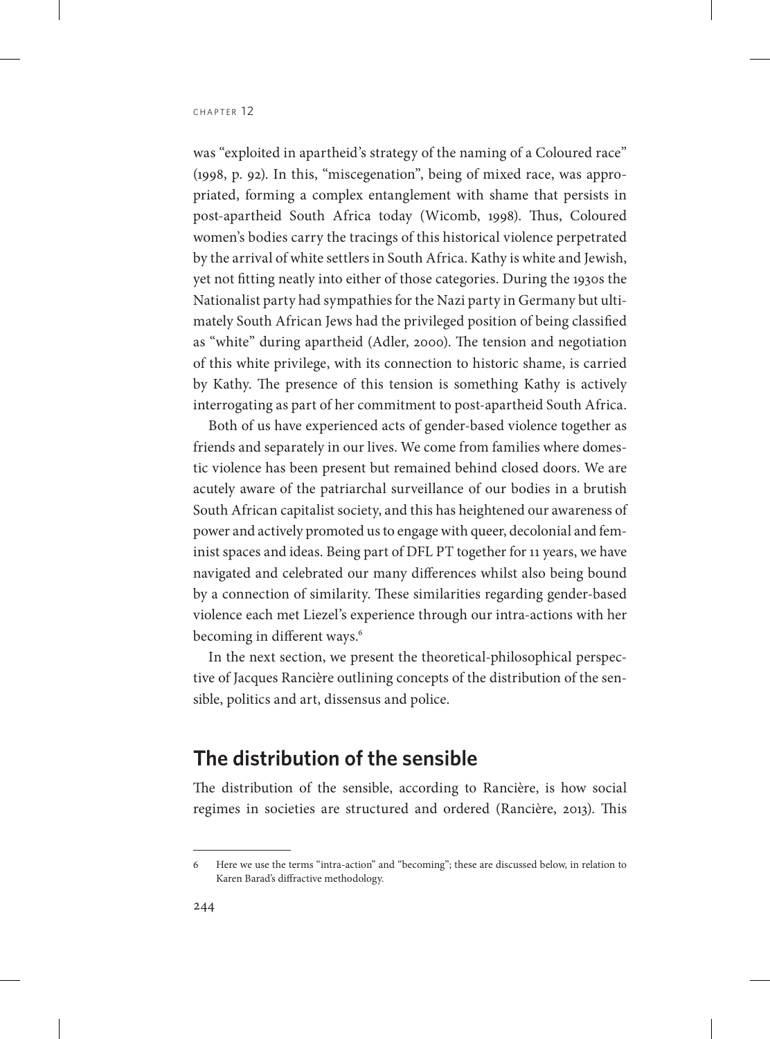was "exploited in apartheid's strategy of the naming of a Coloured race" (1998, p. 92). In this, "miscegenation", being of mixed race, was appropriated, forming a complex entanglement with shame that persists in post-apartheid South Africa today (Wicomb, 1998). Thus, Coloured women's bodies carry the tracings of this historical violence perpetrated by the arrival of white settlers in South Africa. Kathy is white and Jewish, yet not fitting neatly into either of those categories. During the 1930s the Nationalist party had sympathies for the Nazi party in Germany but ultimately South African Jews had the privileged position of being classified as "white" during apartheid (Adler, 2000). The tension and negotiation of this white privilege, with its connection to historic shame, is carried by Kathy. The presence of this tension is something Kathy is actively interrogating as part of her commitment to post-apartheid South Africa.

Both of us have experienced acts of gender-based violence together as friends and separately in our lives. We come from families where domestic violence has been present but remained behind closed doors. We are acutely aware of the patriarchal surveillance of our bodies in a brutish South African capitalist society, and this has heightened our awareness of power and actively promoted us to engage with queer, decolonial and feminist spaces and ideas. Being part of DFL PT together for 11 years, we have navigated and celebrated our many differences whilst also being bound by a connection of similarity. These similarities regarding gender-based violence each met Liezel's experience through our intra-actions with her becoming in different ways.[6]

In the next section, we present the theoretical-philosophical perspective of Jacques Rancière outlining concepts of the distribution of the sensible, politics and art, dissensus and police.

## The distribution of the sensible

The distribution of the sensible, according to Rancière, is how social regimes in societies are structured and ordered (Rancière, 2013). This

---

6 Here we use the terms "intra-action" and "becoming"; these are discussed below, in relation to Karen Barad's diffractive methodology.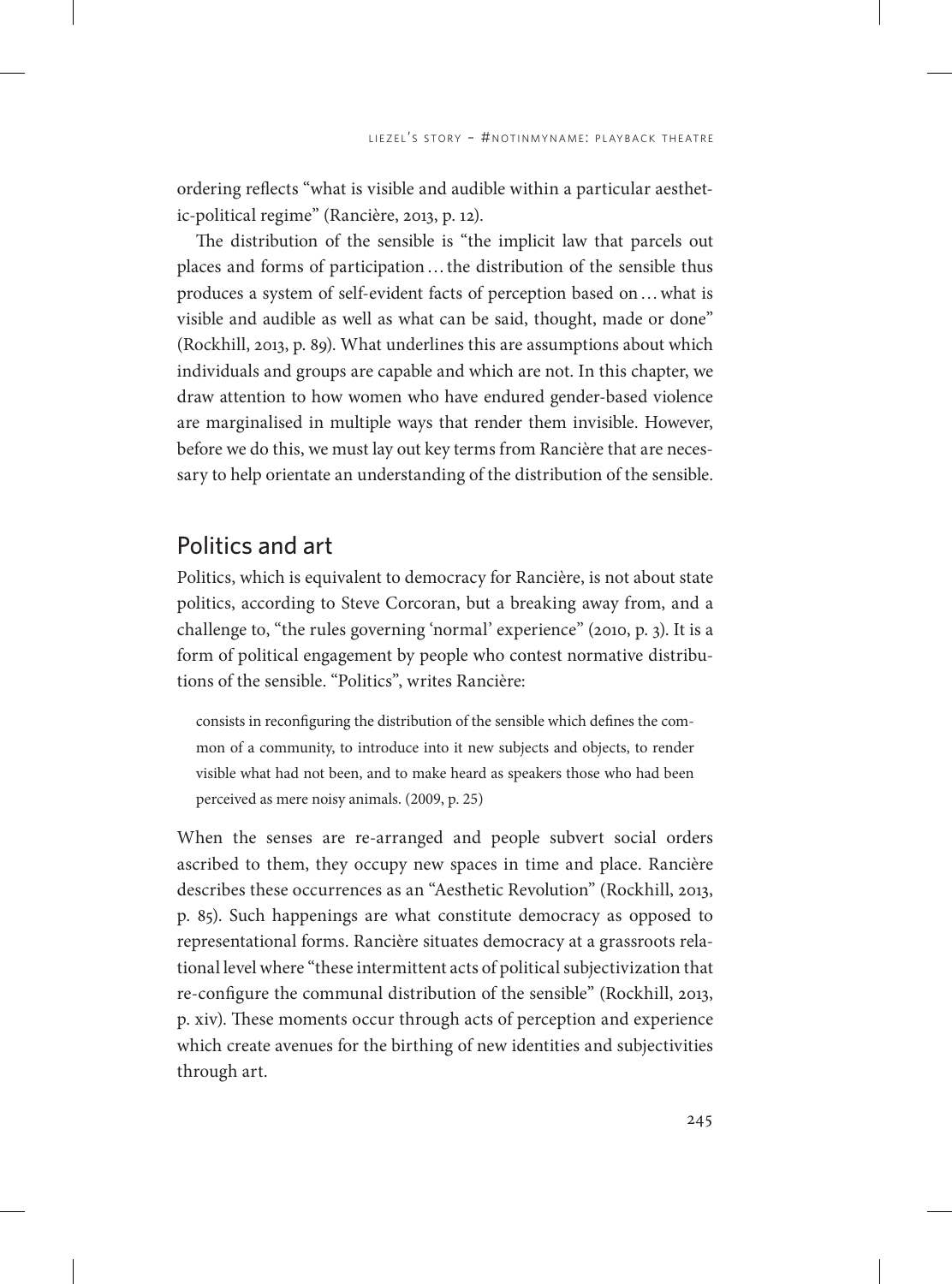ordering reflects "what is visible and audible within a particular aesthetic-political regime" (Rancière, 2013, p. 12).

The distribution of the sensible is "the implicit law that parcels out places and forms of participation … the distribution of the sensible thus produces a system of self-evident facts of perception based on … what is visible and audible as well as what can be said, thought, made or done" (Rockhill, 2013, p. 89). What underlines this are assumptions about which individuals and groups are capable and which are not. In this chapter, we draw attention to how women who have endured gender-based violence are marginalised in multiple ways that render them invisible. However, before we do this, we must lay out key terms from Rancière that are necessary to help orientate an understanding of the distribution of the sensible.

## Politics and art

Politics, which is equivalent to democracy for Rancière, is not about state politics, according to Steve Corcoran, but a breaking away from, and a challenge to, "the rules governing 'normal' experience" (2010, p. 3). It is a form of political engagement by people who contest normative distributions of the sensible. "Politics", writes Rancière:

> consists in reconfiguring the distribution of the sensible which defines the common of a community, to introduce into it new subjects and objects, to render visible what had not been, and to make heard as speakers those who had been perceived as mere noisy animals. (2009, p. 25)

When the senses are re-arranged and people subvert social orders ascribed to them, they occupy new spaces in time and place. Rancière describes these occurrences as an "Aesthetic Revolution" (Rockhill, 2013, p. 85). Such happenings are what constitute democracy as opposed to representational forms. Rancière situates democracy at a grassroots relational level where "these intermittent acts of political subjectivization that re-configure the communal distribution of the sensible" (Rockhill, 2013, p. xiv). These moments occur through acts of perception and experience which create avenues for the birthing of new identities and subjectivities through art.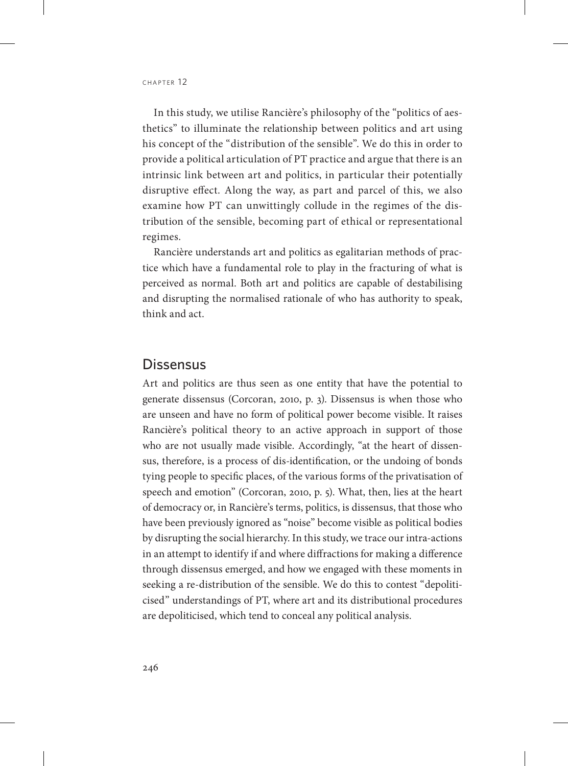In this study, we utilise Rancière's philosophy of the "politics of aesthetics" to illuminate the relationship between politics and art using his concept of the "distribution of the sensible". We do this in order to provide a political articulation of PT practice and argue that there is an intrinsic link between art and politics, in particular their potentially disruptive effect. Along the way, as part and parcel of this, we also examine how PT can unwittingly collude in the regimes of the distribution of the sensible, becoming part of ethical or representational regimes.

Rancière understands art and politics as egalitarian methods of practice which have a fundamental role to play in the fracturing of what is perceived as normal. Both art and politics are capable of destabilising and disrupting the normalised rationale of who has authority to speak, think and act.

## Dissensus

Art and politics are thus seen as one entity that have the potential to generate dissensus (Corcoran, 2010, p. 3). Dissensus is when those who are unseen and have no form of political power become visible. It raises Rancière's political theory to an active approach in support of those who are not usually made visible. Accordingly, "at the heart of dissensus, therefore, is a process of dis-identification, or the undoing of bonds tying people to specific places, of the various forms of the privatisation of speech and emotion" (Corcoran, 2010, p. 5). What, then, lies at the heart of democracy or, in Rancière's terms, politics, is dissensus, that those who have been previously ignored as "noise" become visible as political bodies by disrupting the social hierarchy. In this study, we trace our intra-actions in an attempt to identify if and where diffractions for making a difference through dissensus emerged, and how we engaged with these moments in seeking a re-distribution of the sensible. We do this to contest "depoliticised" understandings of PT, where art and its distributional procedures are depoliticised, which tend to conceal any political analysis.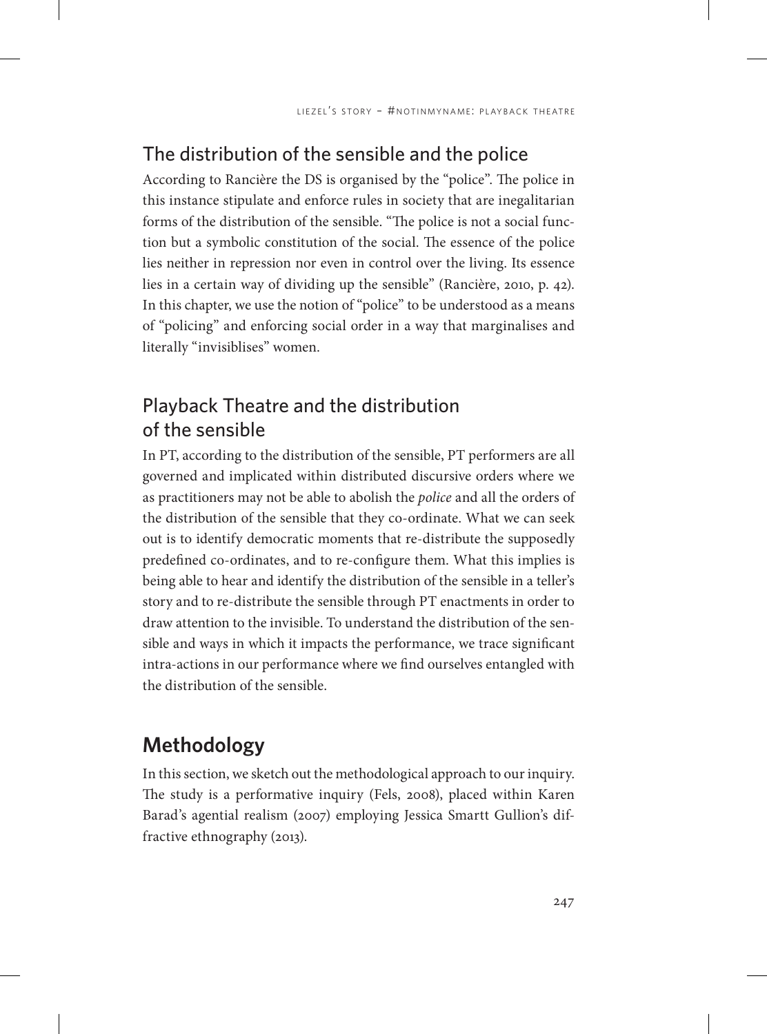## The distribution of the sensible and the police

According to Rancière the DS is organised by the "police". The police in this instance stipulate and enforce rules in society that are inegalitarian forms of the distribution of the sensible. "The police is not a social function but a symbolic constitution of the social. The essence of the police lies neither in repression nor even in control over the living. Its essence lies in a certain way of dividing up the sensible" (Rancière, 2010, p. 42). In this chapter, we use the notion of "police" to be understood as a means of "policing" and enforcing social order in a way that marginalises and literally "invisiblises" women.

## Playback Theatre and the distribution of the sensible

In PT, according to the distribution of the sensible, PT performers are all governed and implicated within distributed discursive orders where we as practitioners may not be able to abolish the *police* and all the orders of the distribution of the sensible that they co-ordinate. What we can seek out is to identify democratic moments that re-distribute the supposedly predefined co-ordinates, and to re-configure them. What this implies is being able to hear and identify the distribution of the sensible in a teller's story and to re-distribute the sensible through PT enactments in order to draw attention to the invisible. To understand the distribution of the sensible and ways in which it impacts the performance, we trace significant intra-actions in our performance where we find ourselves entangled with the distribution of the sensible.

# Methodology

In this section, we sketch out the methodological approach to our inquiry. The study is a performative inquiry (Fels, 2008), placed within Karen Barad's agential realism (2007) employing Jessica Smartt Gullion's diffractive ethnography (2013).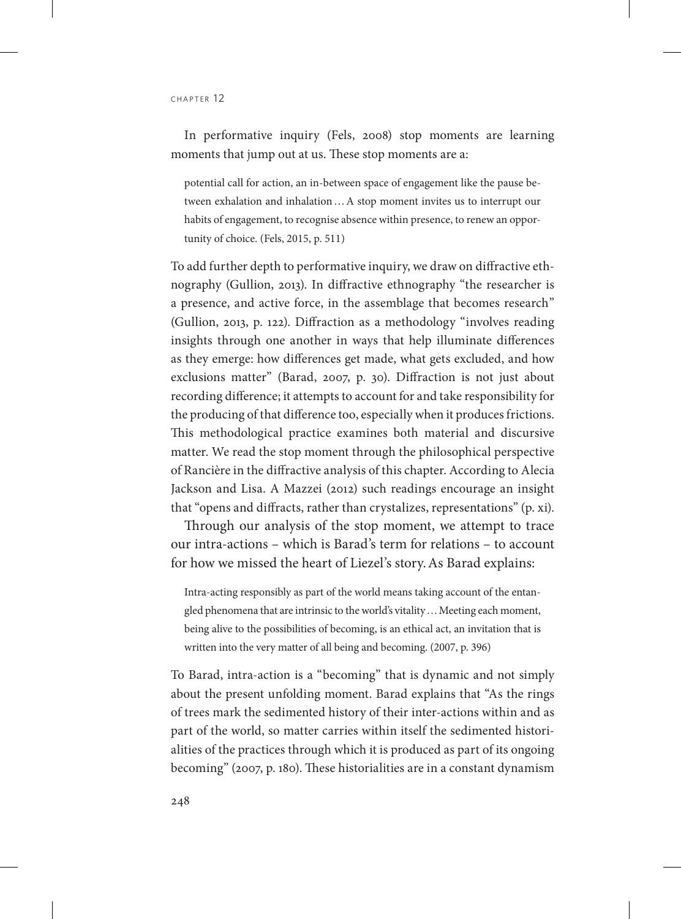In performative inquiry (Fels, 2008) stop moments are learning moments that jump out at us. These stop moments are a:

> potential call for action, an in-between space of engagement like the pause between exhalation and inhalation … A stop moment invites us to interrupt our habits of engagement, to recognise absence within presence, to renew an opportunity of choice. (Fels, 2015, p. 511)

To add further depth to performative inquiry, we draw on diffractive ethnography (Gullion, 2013). In diffractive ethnography "the researcher is a presence, and active force, in the assemblage that becomes research" (Gullion, 2013, p. 122). Diffraction as a methodology "involves reading insights through one another in ways that help illuminate differences as they emerge: how differences get made, what gets excluded, and how exclusions matter" (Barad, 2007, p. 30). Diffraction is not just about recording difference; it attempts to account for and take responsibility for the producing of that difference too, especially when it produces frictions. This methodological practice examines both material and discursive matter. We read the stop moment through the philosophical perspective of Rancière in the diffractive analysis of this chapter. According to Alecia Jackson and Lisa. A Mazzei (2012) such readings encourage an insight that "opens and diffracts, rather than crystalizes, representations" (p. xi).

Through our analysis of the stop moment, we attempt to trace our intra-actions – which is Barad's term for relations – to account for how we missed the heart of Liezel's story. As Barad explains:

> Intra-acting responsibly as part of the world means taking account of the entangled phenomena that are intrinsic to the world's vitality … Meeting each moment, being alive to the possibilities of becoming, is an ethical act, an invitation that is written into the very matter of all being and becoming. (2007, p. 396)

To Barad, intra-action is a "becoming" that is dynamic and not simply about the present unfolding moment. Barad explains that "As the rings of trees mark the sedimented history of their inter-actions within and as part of the world, so matter carries within itself the sedimented historialities of the practices through which it is produced as part of its ongoing becoming" (2007, p. 180). These historialities are in a constant dynamism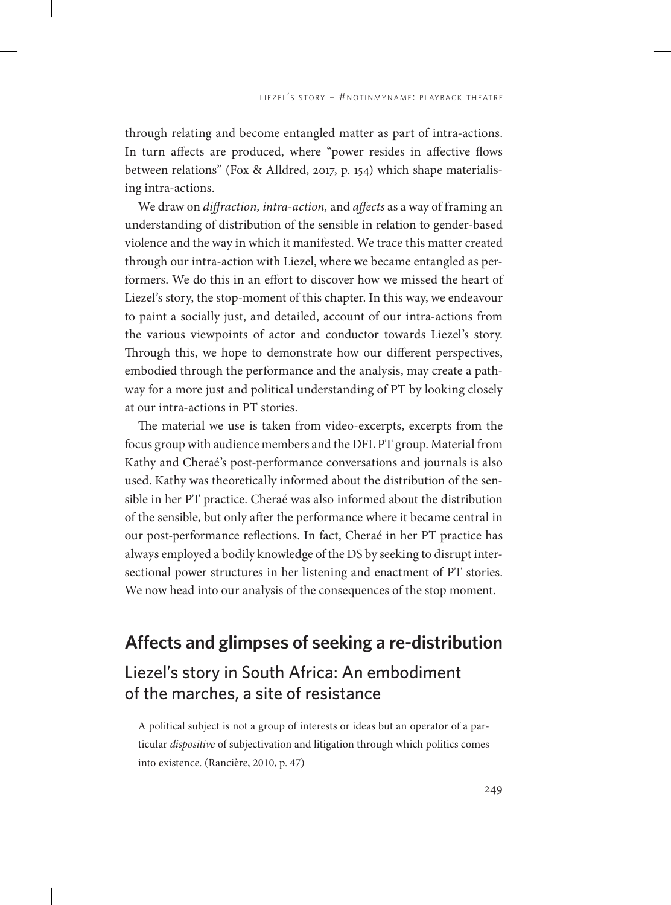through relating and become entangled matter as part of intra-actions. In turn affects are produced, where "power resides in affective flows between relations" (Fox & Alldred, 2017, p. 154) which shape materialising intra-actions.

We draw on *diffraction, intra-action,* and *affects* as a way of framing an understanding of distribution of the sensible in relation to gender-based violence and the way in which it manifested. We trace this matter created through our intra-action with Liezel, where we became entangled as performers. We do this in an effort to discover how we missed the heart of Liezel's story, the stop-moment of this chapter. In this way, we endeavour to paint a socially just, and detailed, account of our intra-actions from the various viewpoints of actor and conductor towards Liezel's story. Through this, we hope to demonstrate how our different perspectives, embodied through the performance and the analysis, may create a pathway for a more just and political understanding of PT by looking closely at our intra-actions in PT stories.

The material we use is taken from video-excerpts, excerpts from the focus group with audience members and the DFL PT group. Material from Kathy and Cheraé's post-performance conversations and journals is also used. Kathy was theoretically informed about the distribution of the sensible in her PT practice. Cheraé was also informed about the distribution of the sensible, but only after the performance where it became central in our post-performance reflections. In fact, Cheraé in her PT practice has always employed a bodily knowledge of the DS by seeking to disrupt intersectional power structures in her listening and enactment of PT stories. We now head into our analysis of the consequences of the stop moment.

## Affects and glimpses of seeking a re-distribution

### Liezel's story in South Africa: An embodiment of the marches, a site of resistance

> A political subject is not a group of interests or ideas but an operator of a particular *dispositive* of subjectivation and litigation through which politics comes into existence. (Rancière, 2010, p. 47)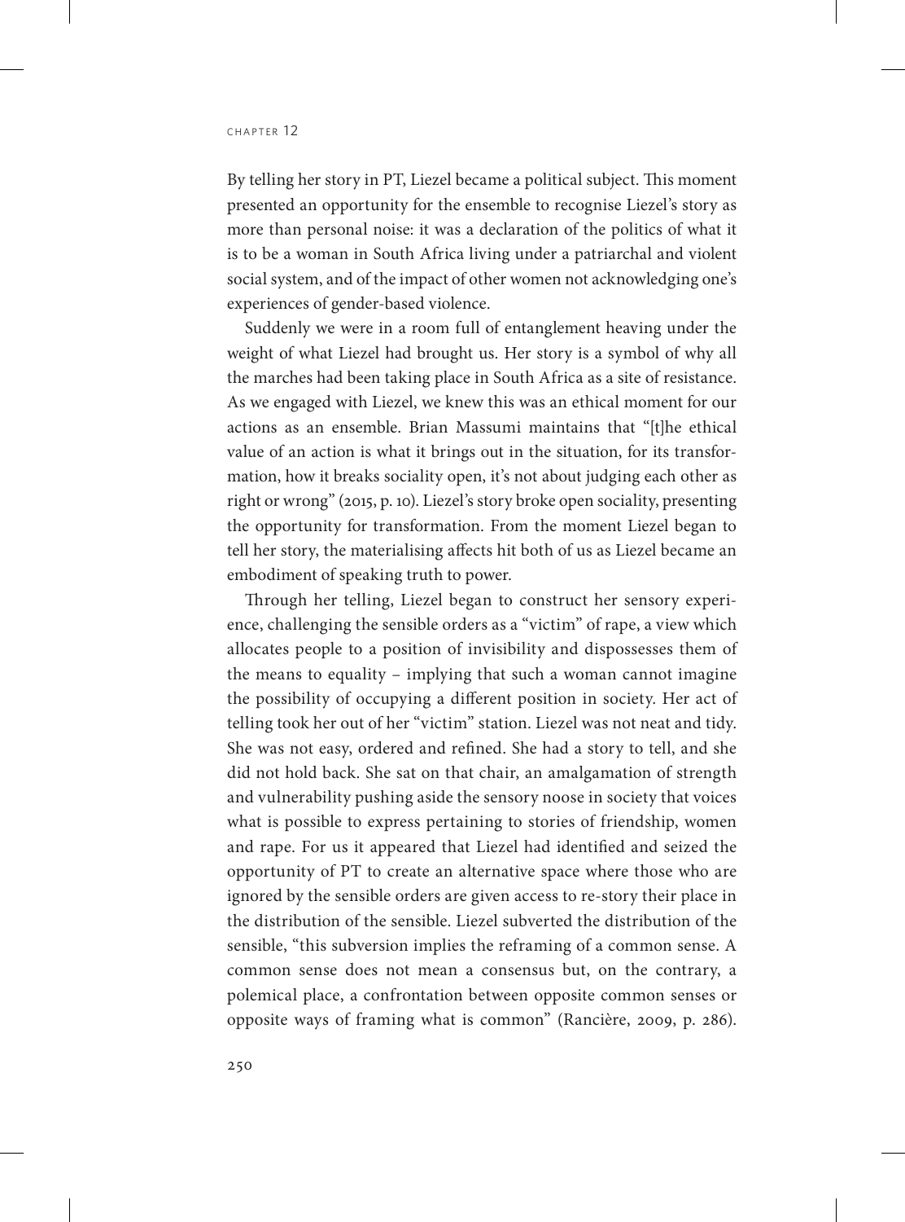By telling her story in PT, Liezel became a political subject. This moment presented an opportunity for the ensemble to recognise Liezel's story as more than personal noise: it was a declaration of the politics of what it is to be a woman in South Africa living under a patriarchal and violent social system, and of the impact of other women not acknowledging one's experiences of gender-based violence.

Suddenly we were in a room full of entanglement heaving under the weight of what Liezel had brought us. Her story is a symbol of why all the marches had been taking place in South Africa as a site of resistance. As we engaged with Liezel, we knew this was an ethical moment for our actions as an ensemble. Brian Massumi maintains that "[t]he ethical value of an action is what it brings out in the situation, for its transformation, how it breaks sociality open, it's not about judging each other as right or wrong" (2015, p. 10). Liezel's story broke open sociality, presenting the opportunity for transformation. From the moment Liezel began to tell her story, the materialising affects hit both of us as Liezel became an embodiment of speaking truth to power.

Through her telling, Liezel began to construct her sensory experience, challenging the sensible orders as a "victim" of rape, a view which allocates people to a position of invisibility and dispossesses them of the means to equality – implying that such a woman cannot imagine the possibility of occupying a different position in society. Her act of telling took her out of her "victim" station. Liezel was not neat and tidy. She was not easy, ordered and refined. She had a story to tell, and she did not hold back. She sat on that chair, an amalgamation of strength and vulnerability pushing aside the sensory noose in society that voices what is possible to express pertaining to stories of friendship, women and rape. For us it appeared that Liezel had identified and seized the opportunity of PT to create an alternative space where those who are ignored by the sensible orders are given access to re-story their place in the distribution of the sensible. Liezel subverted the distribution of the sensible, "this subversion implies the reframing of a common sense. A common sense does not mean a consensus but, on the contrary, a polemical place, a confrontation between opposite common senses or opposite ways of framing what is common" (Rancière, 2009, p. 286).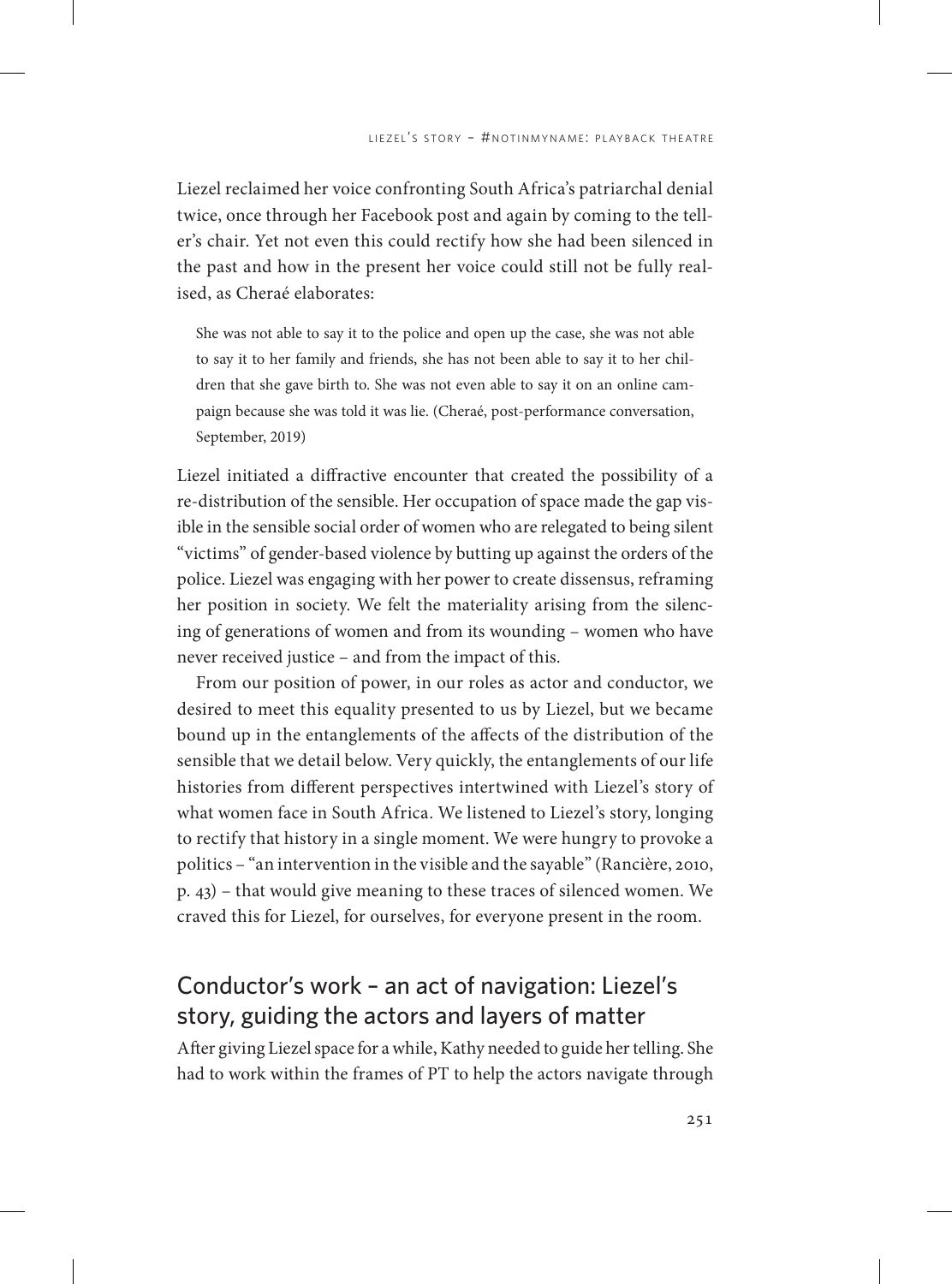Liezel reclaimed her voice confronting South Africa's patriarchal denial twice, once through her Facebook post and again by coming to the teller's chair. Yet not even this could rectify how she had been silenced in the past and how in the present her voice could still not be fully realised, as Cheraé elaborates:

> She was not able to say it to the police and open up the case, she was not able to say it to her family and friends, she has not been able to say it to her children that she gave birth to. She was not even able to say it on an online campaign because she was told it was lie. (Cheraé, post-performance conversation, September, 2019)

Liezel initiated a diffractive encounter that created the possibility of a re-distribution of the sensible. Her occupation of space made the gap visible in the sensible social order of women who are relegated to being silent "victims" of gender-based violence by butting up against the orders of the police. Liezel was engaging with her power to create dissensus, reframing her position in society. We felt the materiality arising from the silencing of generations of women and from its wounding – women who have never received justice – and from the impact of this.

From our position of power, in our roles as actor and conductor, we desired to meet this equality presented to us by Liezel, but we became bound up in the entanglements of the affects of the distribution of the sensible that we detail below. Very quickly, the entanglements of our life histories from different perspectives intertwined with Liezel's story of what women face in South Africa. We listened to Liezel's story, longing to rectify that history in a single moment. We were hungry to provoke a politics – "an intervention in the visible and the sayable" (Rancière, 2010, p. 43) – that would give meaning to these traces of silenced women. We craved this for Liezel, for ourselves, for everyone present in the room.

## Conductor's work – an act of navigation: Liezel's story, guiding the actors and layers of matter

After giving Liezel space for a while, Kathy needed to guide her telling. She had to work within the frames of PT to help the actors navigate through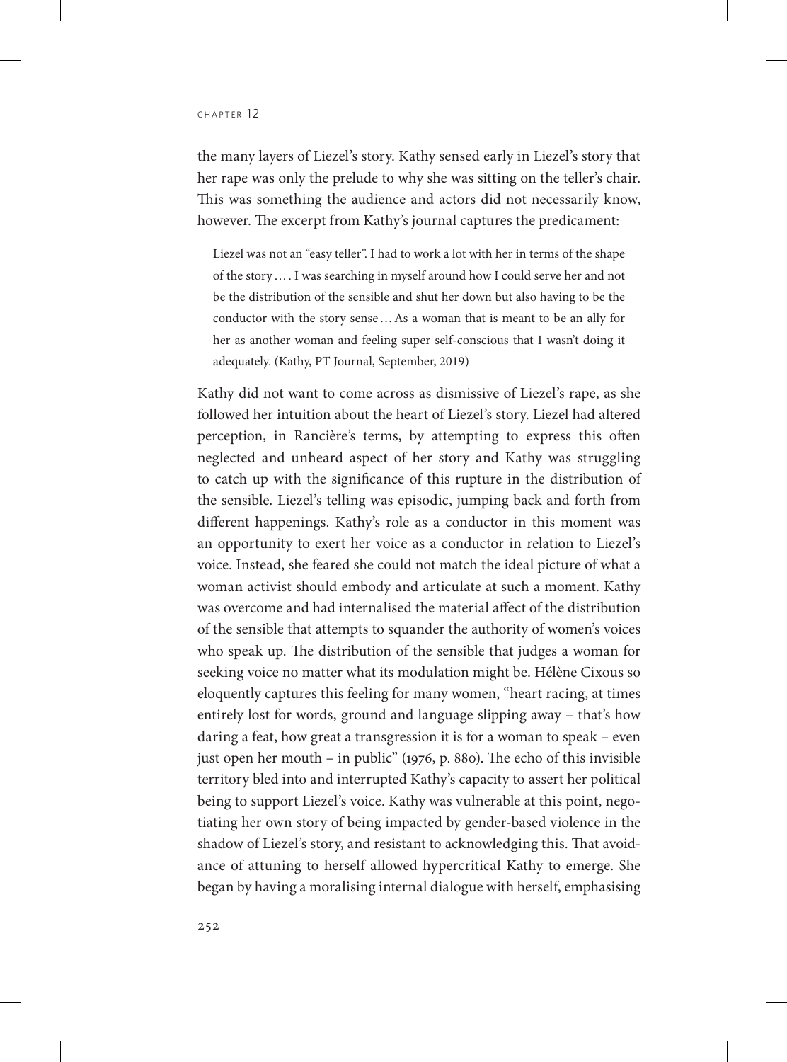the many layers of Liezel's story. Kathy sensed early in Liezel's story that her rape was only the prelude to why she was sitting on the teller's chair. This was something the audience and actors did not necessarily know, however. The excerpt from Kathy's journal captures the predicament:

> Liezel was not an "easy teller". I had to work a lot with her in terms of the shape of the story … . I was searching in myself around how I could serve her and not be the distribution of the sensible and shut her down but also having to be the conductor with the story sense … As a woman that is meant to be an ally for her as another woman and feeling super self-conscious that I wasn't doing it adequately. (Kathy, PT Journal, September, 2019)

Kathy did not want to come across as dismissive of Liezel's rape, as she followed her intuition about the heart of Liezel's story. Liezel had altered perception, in Rancière's terms, by attempting to express this often neglected and unheard aspect of her story and Kathy was struggling to catch up with the significance of this rupture in the distribution of the sensible. Liezel's telling was episodic, jumping back and forth from different happenings. Kathy's role as a conductor in this moment was an opportunity to exert her voice as a conductor in relation to Liezel's voice. Instead, she feared she could not match the ideal picture of what a woman activist should embody and articulate at such a moment. Kathy was overcome and had internalised the material affect of the distribution of the sensible that attempts to squander the authority of women's voices who speak up. The distribution of the sensible that judges a woman for seeking voice no matter what its modulation might be. Hélène Cixous so eloquently captures this feeling for many women, "heart racing, at times entirely lost for words, ground and language slipping away – that's how daring a feat, how great a transgression it is for a woman to speak – even just open her mouth – in public" (1976, p. 880). The echo of this invisible territory bled into and interrupted Kathy's capacity to assert her political being to support Liezel's voice. Kathy was vulnerable at this point, negotiating her own story of being impacted by gender-based violence in the shadow of Liezel's story, and resistant to acknowledging this. That avoidance of attuning to herself allowed hypercritical Kathy to emerge. She began by having a moralising internal dialogue with herself, emphasising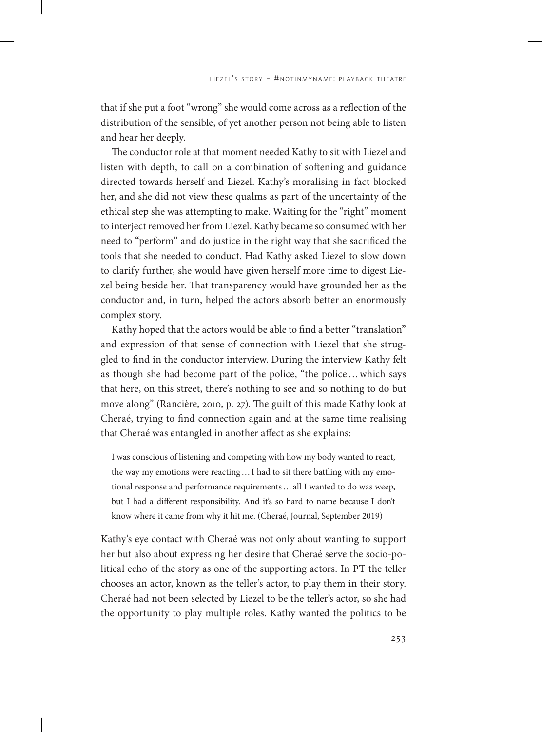that if she put a foot "wrong" she would come across as a reflection of the distribution of the sensible, of yet another person not being able to listen and hear her deeply.

The conductor role at that moment needed Kathy to sit with Liezel and listen with depth, to call on a combination of softening and guidance directed towards herself and Liezel. Kathy's moralising in fact blocked her, and she did not view these qualms as part of the uncertainty of the ethical step she was attempting to make. Waiting for the "right" moment to interject removed her from Liezel. Kathy became so consumed with her need to "perform" and do justice in the right way that she sacrificed the tools that she needed to conduct. Had Kathy asked Liezel to slow down to clarify further, she would have given herself more time to digest Liezel being beside her. That transparency would have grounded her as the conductor and, in turn, helped the actors absorb better an enormously complex story.

Kathy hoped that the actors would be able to find a better "translation" and expression of that sense of connection with Liezel that she struggled to find in the conductor interview. During the interview Kathy felt as though she had become part of the police, "the police … which says that here, on this street, there's nothing to see and so nothing to do but move along" (Rancière, 2010, p. 27). The guilt of this made Kathy look at Cheraé, trying to find connection again and at the same time realising that Cheraé was entangled in another affect as she explains:

> I was conscious of listening and competing with how my body wanted to react, the way my emotions were reacting … I had to sit there battling with my emotional response and performance requirements … all I wanted to do was weep, but I had a different responsibility. And it's so hard to name because I don't know where it came from why it hit me. (Cheraé, Journal, September 2019)

Kathy's eye contact with Cheraé was not only about wanting to support her but also about expressing her desire that Cheraé serve the socio-political echo of the story as one of the supporting actors. In PT the teller chooses an actor, known as the teller's actor, to play them in their story. Cheraé had not been selected by Liezel to be the teller's actor, so she had the opportunity to play multiple roles. Kathy wanted the politics to be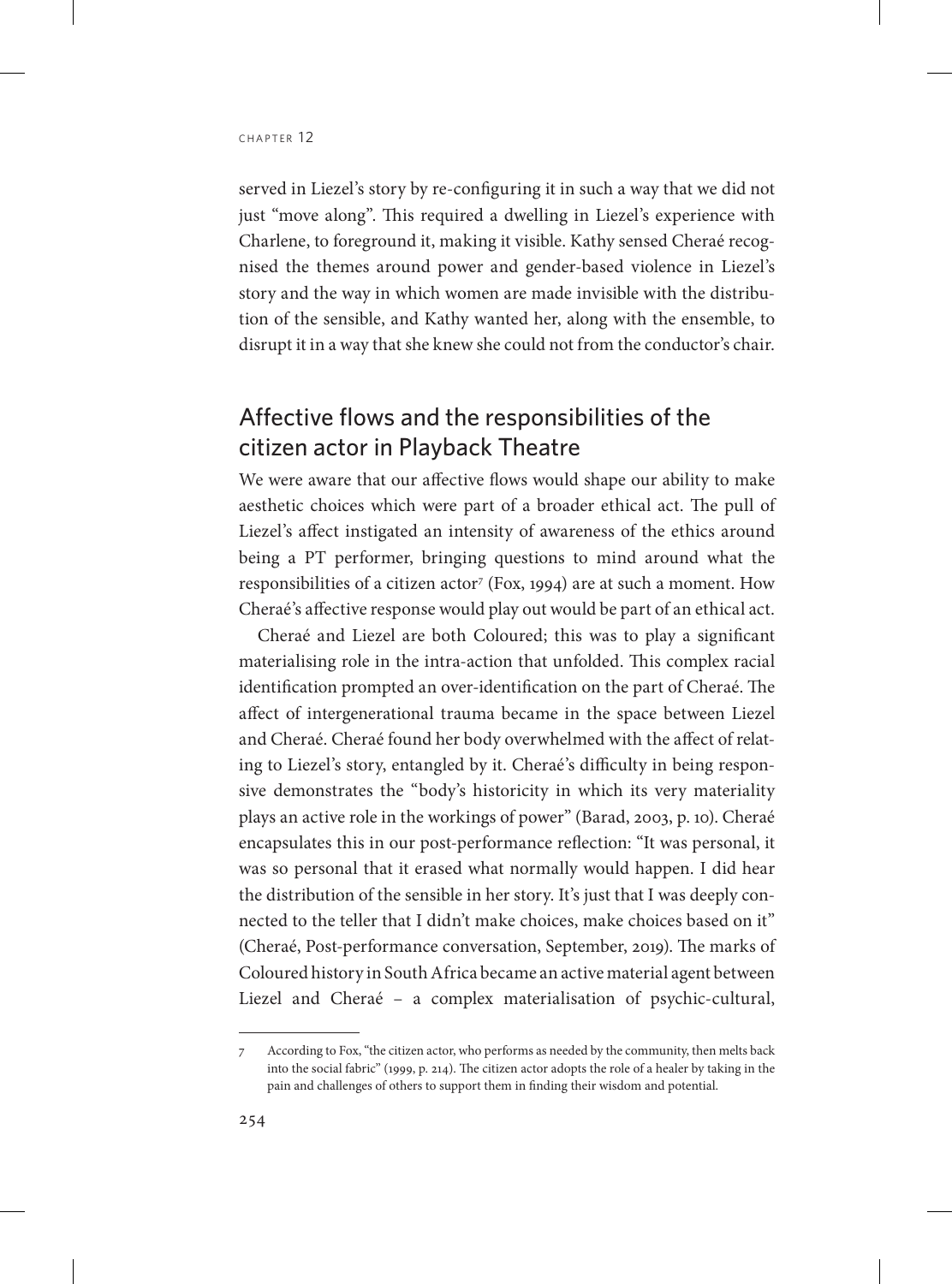served in Liezel's story by re-configuring it in such a way that we did not just "move along". This required a dwelling in Liezel's experience with Charlene, to foreground it, making it visible. Kathy sensed Cheraé recognised the themes around power and gender-based violence in Liezel's story and the way in which women are made invisible with the distribution of the sensible, and Kathy wanted her, along with the ensemble, to disrupt it in a way that she knew she could not from the conductor's chair.

## Affective flows and the responsibilities of the citizen actor in Playback Theatre

We were aware that our affective flows would shape our ability to make aesthetic choices which were part of a broader ethical act. The pull of Liezel's affect instigated an intensity of awareness of the ethics around being a PT performer, bringing questions to mind around what the responsibilities of a citizen actor[7] (Fox, 1994) are at such a moment. How Cheraé's affective response would play out would be part of an ethical act.

Cheraé and Liezel are both Coloured; this was to play a significant materialising role in the intra-action that unfolded. This complex racial identification prompted an over-identification on the part of Cheraé. The affect of intergenerational trauma became in the space between Liezel and Cheraé. Cheraé found her body overwhelmed with the affect of relating to Liezel's story, entangled by it. Cheraé's difficulty in being responsive demonstrates the "body's historicity in which its very materiality plays an active role in the workings of power" (Barad, 2003, p. 10). Cheraé encapsulates this in our post-performance reflection: "It was personal, it was so personal that it erased what normally would happen. I did hear the distribution of the sensible in her story. It's just that I was deeply connected to the teller that I didn't make choices, make choices based on it" (Cheraé, Post-performance conversation, September, 2019). The marks of Coloured history in South Africa became an active material agent between Liezel and Cheraé – a complex materialisation of psychic-cultural,

---

7 According to Fox, "the citizen actor, who performs as needed by the community, then melts back into the social fabric" (1999, p. 214). The citizen actor adopts the role of a healer by taking in the pain and challenges of others to support them in finding their wisdom and potential.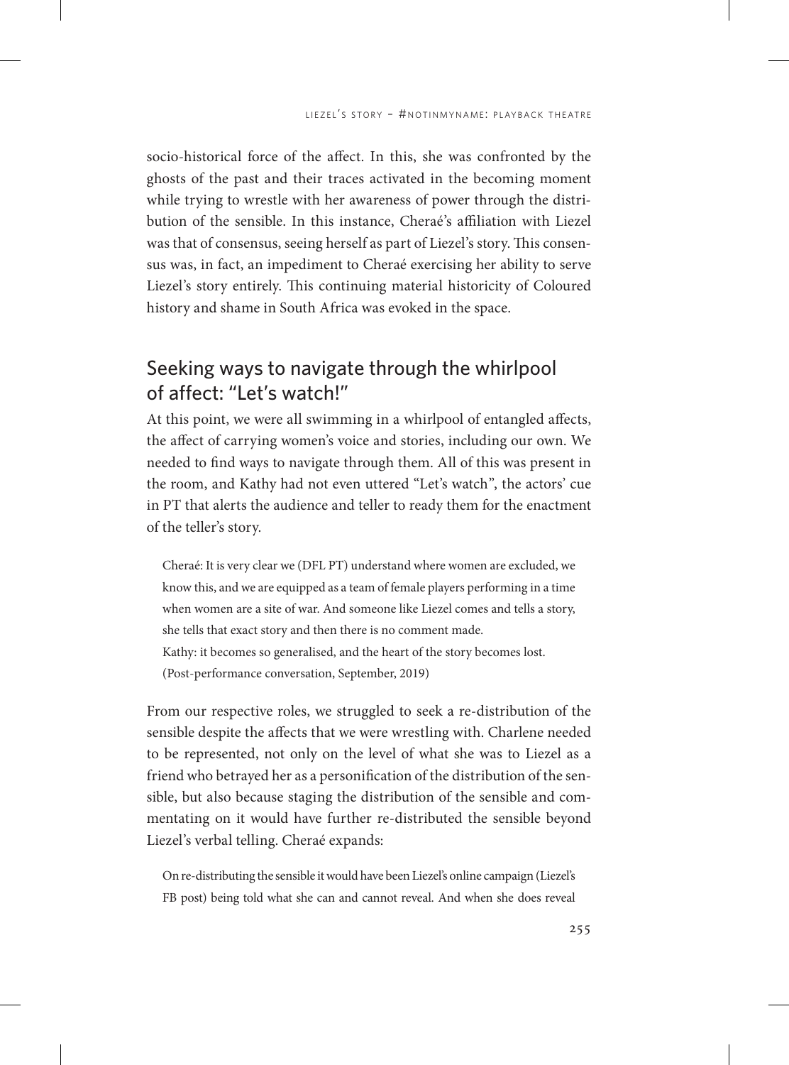socio-historical force of the affect. In this, she was confronted by the ghosts of the past and their traces activated in the becoming moment while trying to wrestle with her awareness of power through the distribution of the sensible. In this instance, Cheraé's affiliation with Liezel was that of consensus, seeing herself as part of Liezel's story. This consensus was, in fact, an impediment to Cheraé exercising her ability to serve Liezel's story entirely. This continuing material historicity of Coloured history and shame in South Africa was evoked in the space.

## Seeking ways to navigate through the whirlpool of affect: "Let's watch!"

At this point, we were all swimming in a whirlpool of entangled affects, the affect of carrying women's voice and stories, including our own. We needed to find ways to navigate through them. All of this was present in the room, and Kathy had not even uttered "Let's watch", the actors' cue in PT that alerts the audience and teller to ready them for the enactment of the teller's story.

> Cheraé: It is very clear we (DFL PT) understand where women are excluded, we know this, and we are equipped as a team of female players performing in a time when women are a site of war. And someone like Liezel comes and tells a story, she tells that exact story and then there is no comment made.
> Kathy: it becomes so generalised, and the heart of the story becomes lost.
> (Post-performance conversation, September, 2019)

From our respective roles, we struggled to seek a re-distribution of the sensible despite the affects that we were wrestling with. Charlene needed to be represented, not only on the level of what she was to Liezel as a friend who betrayed her as a personification of the distribution of the sensible, but also because staging the distribution of the sensible and commentating on it would have further re-distributed the sensible beyond Liezel's verbal telling. Cheraé expands:

> On re-distributing the sensible it would have been Liezel's online campaign (Liezel's FB post) being told what she can and cannot reveal. And when she does reveal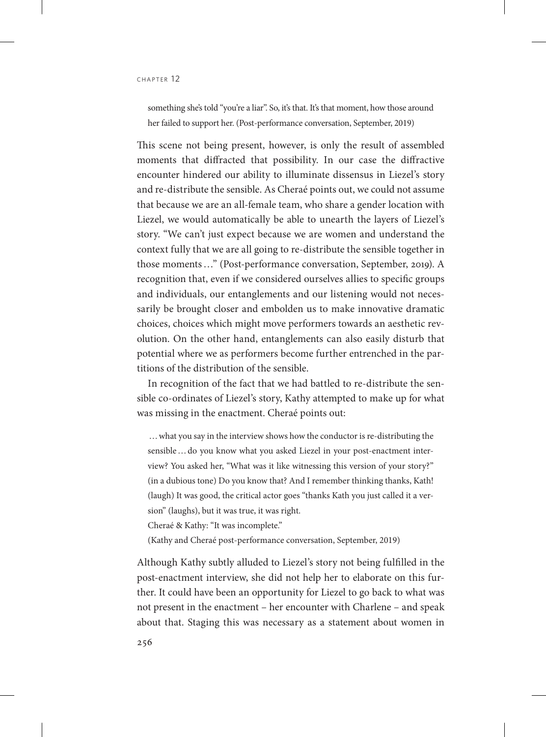> something she's told "you're a liar". So, it's that. It's that moment, how those around her failed to support her. (Post-performance conversation, September, 2019)

This scene not being present, however, is only the result of assembled moments that diffracted that possibility. In our case the diffractive encounter hindered our ability to illuminate dissensus in Liezel's story and re-distribute the sensible. As Cheraé points out, we could not assume that because we are an all-female team, who share a gender location with Liezel, we would automatically be able to unearth the layers of Liezel's story. "We can't just expect because we are women and understand the context fully that we are all going to re-distribute the sensible together in those moments …" (Post-performance conversation, September, 2019). A recognition that, even if we considered ourselves allies to specific groups and individuals, our entanglements and our listening would not necessarily be brought closer and embolden us to make innovative dramatic choices, choices which might move performers towards an aesthetic revolution. On the other hand, entanglements can also easily disturb that potential where we as performers become further entrenched in the partitions of the distribution of the sensible.

In recognition of the fact that we had battled to re-distribute the sensible co-ordinates of Liezel's story, Kathy attempted to make up for what was missing in the enactment. Cheraé points out:

> … what you say in the interview shows how the conductor is re-distributing the sensible … do you know what you asked Liezel in your post-enactment interview? You asked her, "What was it like witnessing this version of your story?" (in a dubious tone) Do you know that? And I remember thinking thanks, Kath! (laugh) It was good, the critical actor goes "thanks Kath you just called it a version" (laughs), but it was true, it was right.
>
> Cheraé & Kathy: "It was incomplete."
>
> (Kathy and Cheraé post-performance conversation, September, 2019)

Although Kathy subtly alluded to Liezel's story not being fulfilled in the post-enactment interview, she did not help her to elaborate on this further. It could have been an opportunity for Liezel to go back to what was not present in the enactment – her encounter with Charlene – and speak about that. Staging this was necessary as a statement about women in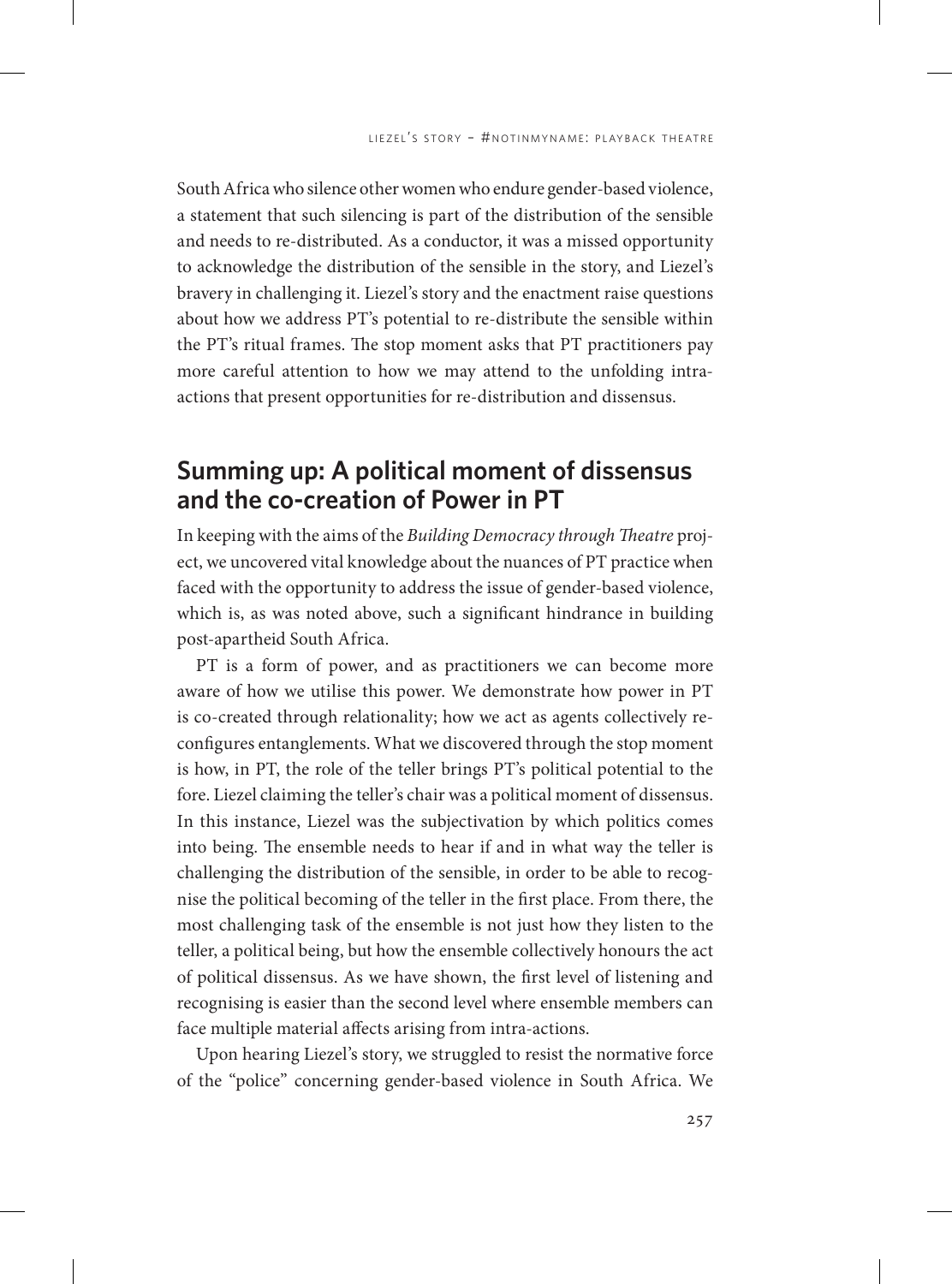South Africa who silence other women who endure gender-based violence, a statement that such silencing is part of the distribution of the sensible and needs to re-distributed. As a conductor, it was a missed opportunity to acknowledge the distribution of the sensible in the story, and Liezel's bravery in challenging it. Liezel's story and the enactment raise questions about how we address PT's potential to re-distribute the sensible within the PT's ritual frames. The stop moment asks that PT practitioners pay more careful attention to how we may attend to the unfolding intra-actions that present opportunities for re-distribution and dissensus.

## Summing up: A political moment of dissensus and the co-creation of Power in PT

In keeping with the aims of the *Building Democracy through Theatre* project, we uncovered vital knowledge about the nuances of PT practice when faced with the opportunity to address the issue of gender-based violence, which is, as was noted above, such a significant hindrance in building post-apartheid South Africa.

PT is a form of power, and as practitioners we can become more aware of how we utilise this power. We demonstrate how power in PT is co-created through relationality; how we act as agents collectively re-configures entanglements. What we discovered through the stop moment is how, in PT, the role of the teller brings PT's political potential to the fore. Liezel claiming the teller's chair was a political moment of dissensus. In this instance, Liezel was the subjectivation by which politics comes into being. The ensemble needs to hear if and in what way the teller is challenging the distribution of the sensible, in order to be able to recognise the political becoming of the teller in the first place. From there, the most challenging task of the ensemble is not just how they listen to the teller, a political being, but how the ensemble collectively honours the act of political dissensus. As we have shown, the first level of listening and recognising is easier than the second level where ensemble members can face multiple material affects arising from intra-actions.

Upon hearing Liezel's story, we struggled to resist the normative force of the "police" concerning gender-based violence in South Africa. We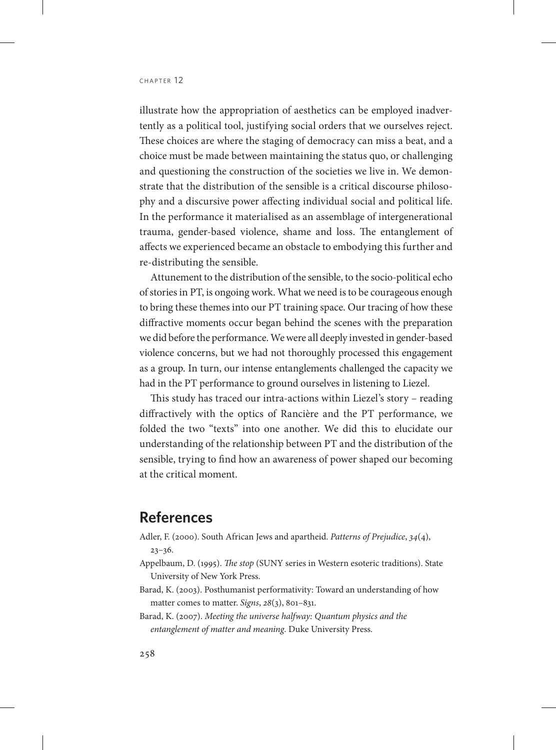illustrate how the appropriation of aesthetics can be employed inadvertently as a political tool, justifying social orders that we ourselves reject. These choices are where the staging of democracy can miss a beat, and a choice must be made between maintaining the status quo, or challenging and questioning the construction of the societies we live in. We demonstrate that the distribution of the sensible is a critical discourse philosophy and a discursive power affecting individual social and political life. In the performance it materialised as an assemblage of intergenerational trauma, gender-based violence, shame and loss. The entanglement of affects we experienced became an obstacle to embodying this further and re-distributing the sensible.

Attunement to the distribution of the sensible, to the socio-political echo of stories in PT, is ongoing work. What we need is to be courageous enough to bring these themes into our PT training space. Our tracing of how these diffractive moments occur began behind the scenes with the preparation we did before the performance. We were all deeply invested in gender-based violence concerns, but we had not thoroughly processed this engagement as a group. In turn, our intense entanglements challenged the capacity we had in the PT performance to ground ourselves in listening to Liezel.

This study has traced our intra-actions within Liezel's story – reading diffractively with the optics of Rancière and the PT performance, we folded the two "texts" into one another. We did this to elucidate our understanding of the relationship between PT and the distribution of the sensible, trying to find how an awareness of power shaped our becoming at the critical moment.

## References

Adler, F. (2000). South African Jews and apartheid. *Patterns of Prejudice*, *34*(4), 23–36.

Appelbaum, D. (1995). *The stop* (SUNY series in Western esoteric traditions). State University of New York Press.

Barad, K. (2003). Posthumanist performativity: Toward an understanding of how matter comes to matter. *Signs*, *28*(3), 801–831.

Barad, K. (2007). *Meeting the universe halfway: Quantum physics and the entanglement of matter and meaning*. Duke University Press.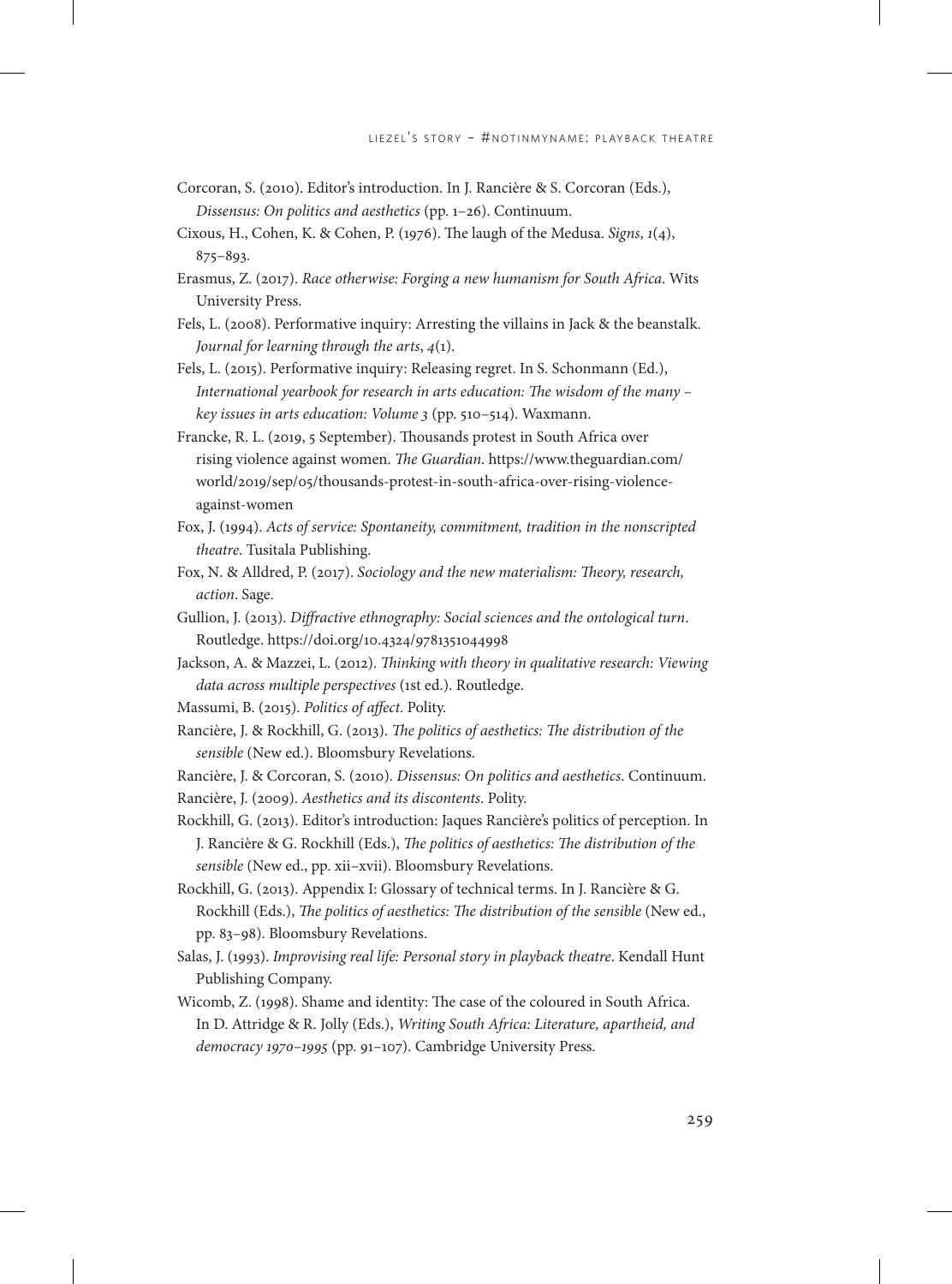Corcoran, S. (2010). Editor's introduction. In J. Rancière & S. Corcoran (Eds.), *Dissensus: On politics and aesthetics* (pp. 1–26). Continuum.

Cixous, H., Cohen, K. & Cohen, P. (1976). The laugh of the Medusa. *Signs*, *1*(4), 875–893.

Erasmus, Z. (2017). *Race otherwise: Forging a new humanism for South Africa*. Wits University Press.

Fels, L. (2008). Performative inquiry: Arresting the villains in Jack & the beanstalk. *Journal for learning through the arts*, *4*(1).

Fels, L. (2015). Performative inquiry: Releasing regret. In S. Schonmann (Ed.), *International yearbook for research in arts education: The wisdom of the many – key issues in arts education: Volume 3* (pp. 510–514). Waxmann.

Francke, R. L. (2019, 5 September). Thousands protest in South Africa over rising violence against women. *The Guardian*. https://www.theguardian.com/world/2019/sep/05/thousands-protest-in-south-africa-over-rising-violence-against-women

Fox, J. (1994). *Acts of service: Spontaneity, commitment, tradition in the nonscripted theatre*. Tusitala Publishing.

Fox, N. & Alldred, P. (2017). *Sociology and the new materialism: Theory, research, action*. Sage.

Gullion, J. (2013). *Diffractive ethnography: Social sciences and the ontological turn*. Routledge. https://doi.org/10.4324/9781351044998

Jackson, A. & Mazzei, L. (2012). *Thinking with theory in qualitative research: Viewing data across multiple perspectives* (1st ed.). Routledge.

Massumi, B. (2015). *Politics of affect*. Polity.

Rancière, J. & Rockhill, G. (2013). *The politics of aesthetics: The distribution of the sensible* (New ed.). Bloomsbury Revelations.

Rancière, J. & Corcoran, S. (2010). *Dissensus: On politics and aesthetics*. Continuum.

Rancière, J. (2009). *Aesthetics and its discontents*. Polity.

Rockhill, G. (2013). Editor's introduction: Jaques Rancière's politics of perception. In J. Rancière & G. Rockhill (Eds.), *The politics of aesthetics: The distribution of the sensible* (New ed., pp. xii–xvii). Bloomsbury Revelations.

Rockhill, G. (2013). Appendix I: Glossary of technical terms. In J. Rancière & G. Rockhill (Eds.), *The politics of aesthetics: The distribution of the sensible* (New ed., pp. 83–98). Bloomsbury Revelations.

Salas, J. (1993). *Improvising real life: Personal story in playback theatre*. Kendall Hunt Publishing Company.

Wicomb, Z. (1998). Shame and identity: The case of the coloured in South Africa. In D. Attridge & R. Jolly (Eds.), *Writing South Africa: Literature, apartheid, and democracy 1970–1995* (pp. 91–107). Cambridge University Press.